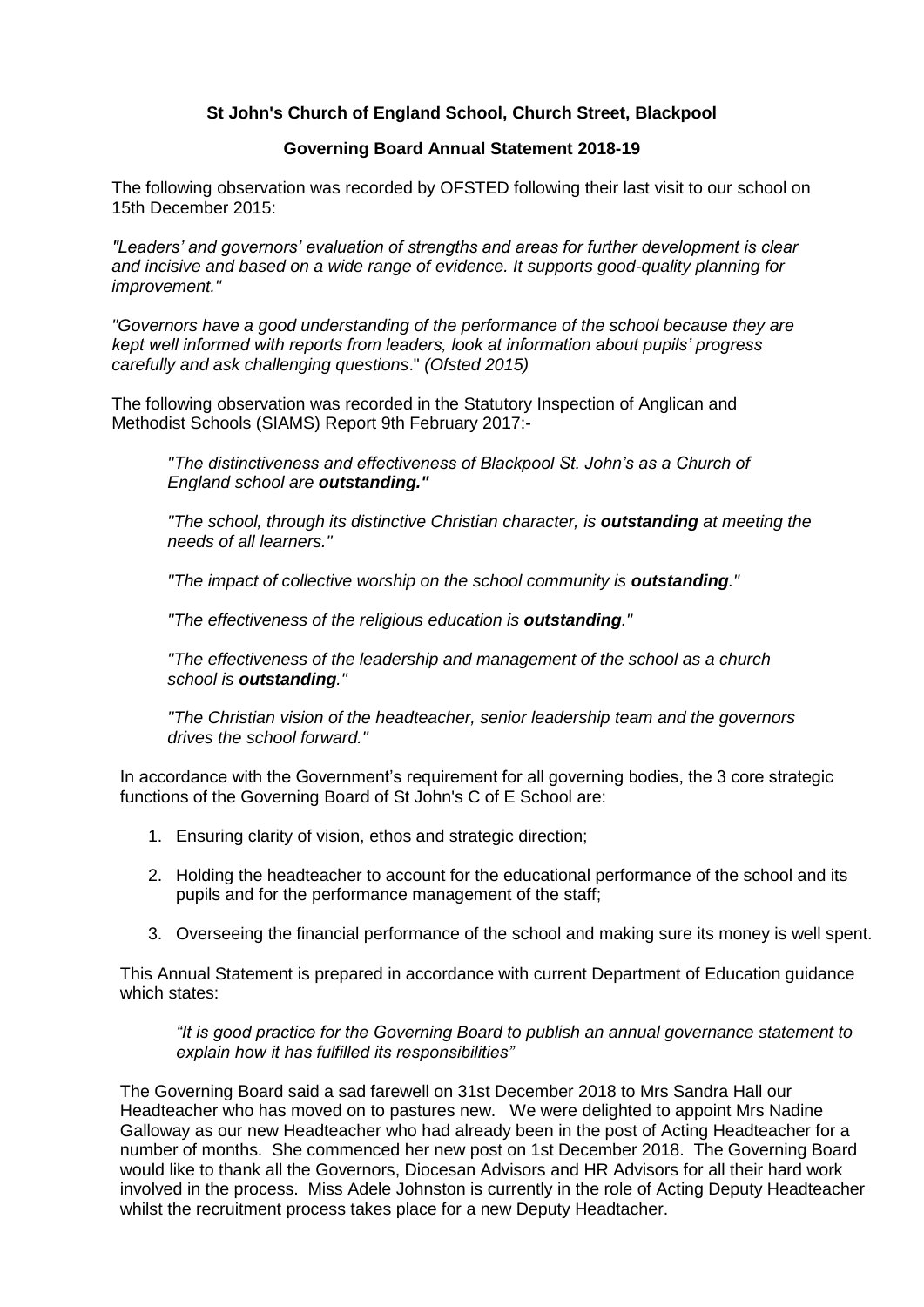# St John's Church of England School, Church Street, Blackpool

## Governing Board Annual Statement 2018-19

The following observation was recorded by OFSTED following their last visit to our school on 15th December 2015:

*"Leaders' and governors' evaluation of strengths and areas for further development is clear and incisive and based on a wide range of evidence. It supports good-quality planning for improvement."*

*"Governors have a good understanding of the performance of the school because they are kept well informed with reports from leaders, look at information about pupils' progress carefully and ask challenging questions*." *(Ofsted 2015)*

The following observation was recorded in the Statutory Inspection of Anglican and Methodist Schools (SIAMS) Report 9th February 2017:-

> *"The distinctiveness and effectiveness of Blackpool St. John's as a Church of England school are **outstanding."***
>
> *"The school, through its distinctive Christian character, is **outstanding** at meeting the needs of all learners."*
>
> *"The impact of collective worship on the school community is **outstanding**."*
>
> *"The effectiveness of the religious education is **outstanding**."*
>
> *"The effectiveness of the leadership and management of the school as a church school is **outstanding**."*
>
> *"The Christian vision of the headteacher, senior leadership team and the governors drives the school forward."*

In accordance with the Government's requirement for all governing bodies, the 3 core strategic functions of the Governing Board of St John's C of E School are:

1. Ensuring clarity of vision, ethos and strategic direction;
2. Holding the headteacher to account for the educational performance of the school and its pupils and for the performance management of the staff;
3. Overseeing the financial performance of the school and making sure its money is well spent.

This Annual Statement is prepared in accordance with current Department of Education guidance which states:

> *"It is good practice for the Governing Board to publish an annual governance statement to explain how it has fulfilled its responsibilities"*

The Governing Board said a sad farewell on 31st December 2018 to Mrs Sandra Hall our Headteacher who has moved on to pastures new. We were delighted to appoint Mrs Nadine Galloway as our new Headteacher who had already been in the post of Acting Headteacher for a number of months. She commenced her new post on 1st December 2018. The Governing Board would like to thank all the Governors, Diocesan Advisors and HR Advisors for all their hard work involved in the process. Miss Adele Johnston is currently in the role of Acting Deputy Headteacher whilst the recruitment process takes place for a new Deputy Headtacher.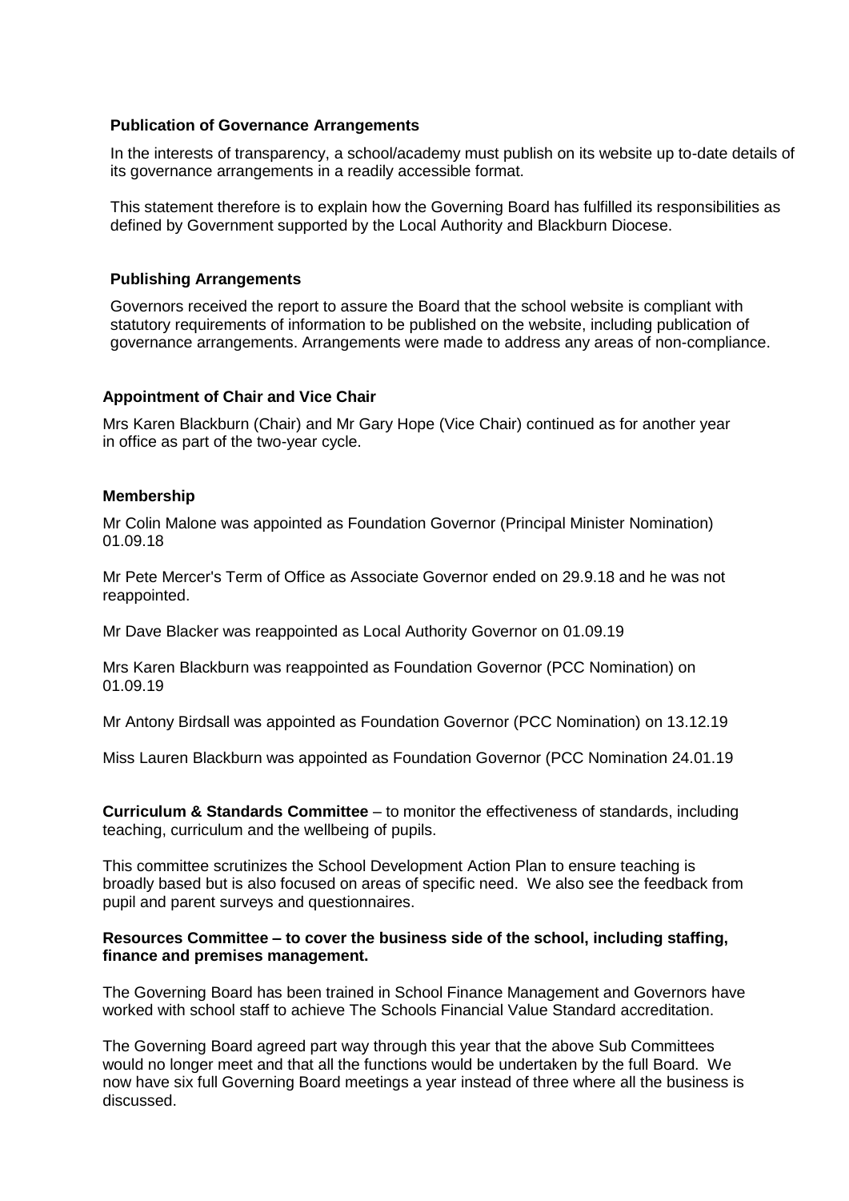**Publication of Governance Arrangements**

In the interests of transparency, a school/academy must publish on its website up to-date details of its governance arrangements in a readily accessible format.

This statement therefore is to explain how the Governing Board has fulfilled its responsibilities as defined by Government supported by the Local Authority and Blackburn Diocese.

**Publishing Arrangements**

Governors received the report to assure the Board that the school website is compliant with statutory requirements of information to be published on the website, including publication of governance arrangements. Arrangements were made to address any areas of non-compliance.

**Appointment of Chair and Vice Chair**

Mrs Karen Blackburn (Chair) and Mr Gary Hope (Vice Chair) continued as for another year in office as part of the two-year cycle.

**Membership**

Mr Colin Malone was appointed as Foundation Governor (Principal Minister Nomination) 01.09.18

Mr Pete Mercer's Term of Office as Associate Governor ended on 29.9.18 and he was not reappointed.

Mr Dave Blacker was reappointed as Local Authority Governor on 01.09.19

Mrs Karen Blackburn was reappointed as Foundation Governor (PCC Nomination) on 01.09.19

Mr Antony Birdsall was appointed as Foundation Governor (PCC Nomination) on 13.12.19

Miss Lauren Blackburn was appointed as Foundation Governor (PCC Nomination 24.01.19

**Curriculum & Standards Committee** – to monitor the effectiveness of standards, including teaching, curriculum and the wellbeing of pupils.

This committee scrutinizes the School Development Action Plan to ensure teaching is broadly based but is also focused on areas of specific need. We also see the feedback from pupil and parent surveys and questionnaires.

**Resources Committee – to cover the business side of the school, including staffing, finance and premises management.**

The Governing Board has been trained in School Finance Management and Governors have worked with school staff to achieve The Schools Financial Value Standard accreditation.

The Governing Board agreed part way through this year that the above Sub Committees would no longer meet and that all the functions would be undertaken by the full Board. We now have six full Governing Board meetings a year instead of three where all the business is discussed.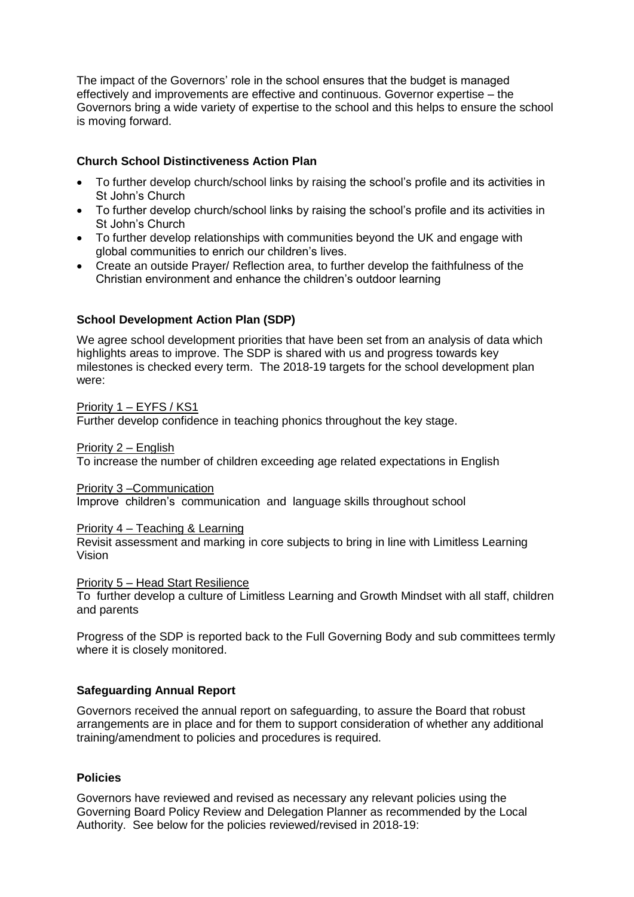The impact of the Governors' role in the school ensures that the budget is managed effectively and improvements are effective and continuous. Governor expertise – the Governors bring a wide variety of expertise to the school and this helps to ensure the school is moving forward.

### Church School Distinctiveness Action Plan

- To further develop church/school links by raising the school's profile and its activities in St John's Church
- To further develop church/school links by raising the school's profile and its activities in St John's Church
- To further develop relationships with communities beyond the UK and engage with global communities to enrich our children's lives.
- Create an outside Prayer/ Reflection area, to further develop the faithfulness of the Christian environment and enhance the children's outdoor learning

### School Development Action Plan (SDP)

We agree school development priorities that have been set from an analysis of data which highlights areas to improve. The SDP is shared with us and progress towards key milestones is checked every term. The 2018-19 targets for the school development plan were:

<u>Priority 1 – EYFS / KS1</u>
Further develop confidence in teaching phonics throughout the key stage.

<u>Priority 2 – English</u>
To increase the number of children exceeding age related expectations in English

<u>Priority 3 –Communication</u>
Improve children's communication and language skills throughout school

<u>Priority 4 – Teaching & Learning</u>
Revisit assessment and marking in core subjects to bring in line with Limitless Learning Vision

<u>Priority 5 – Head Start Resilience</u>
To further develop a culture of Limitless Learning and Growth Mindset with all staff, children and parents

Progress of the SDP is reported back to the Full Governing Body and sub committees termly where it is closely monitored.

### Safeguarding Annual Report

Governors received the annual report on safeguarding, to assure the Board that robust arrangements are in place and for them to support consideration of whether any additional training/amendment to policies and procedures is required.

### Policies

Governors have reviewed and revised as necessary any relevant policies using the Governing Board Policy Review and Delegation Planner as recommended by the Local Authority. See below for the policies reviewed/revised in 2018-19: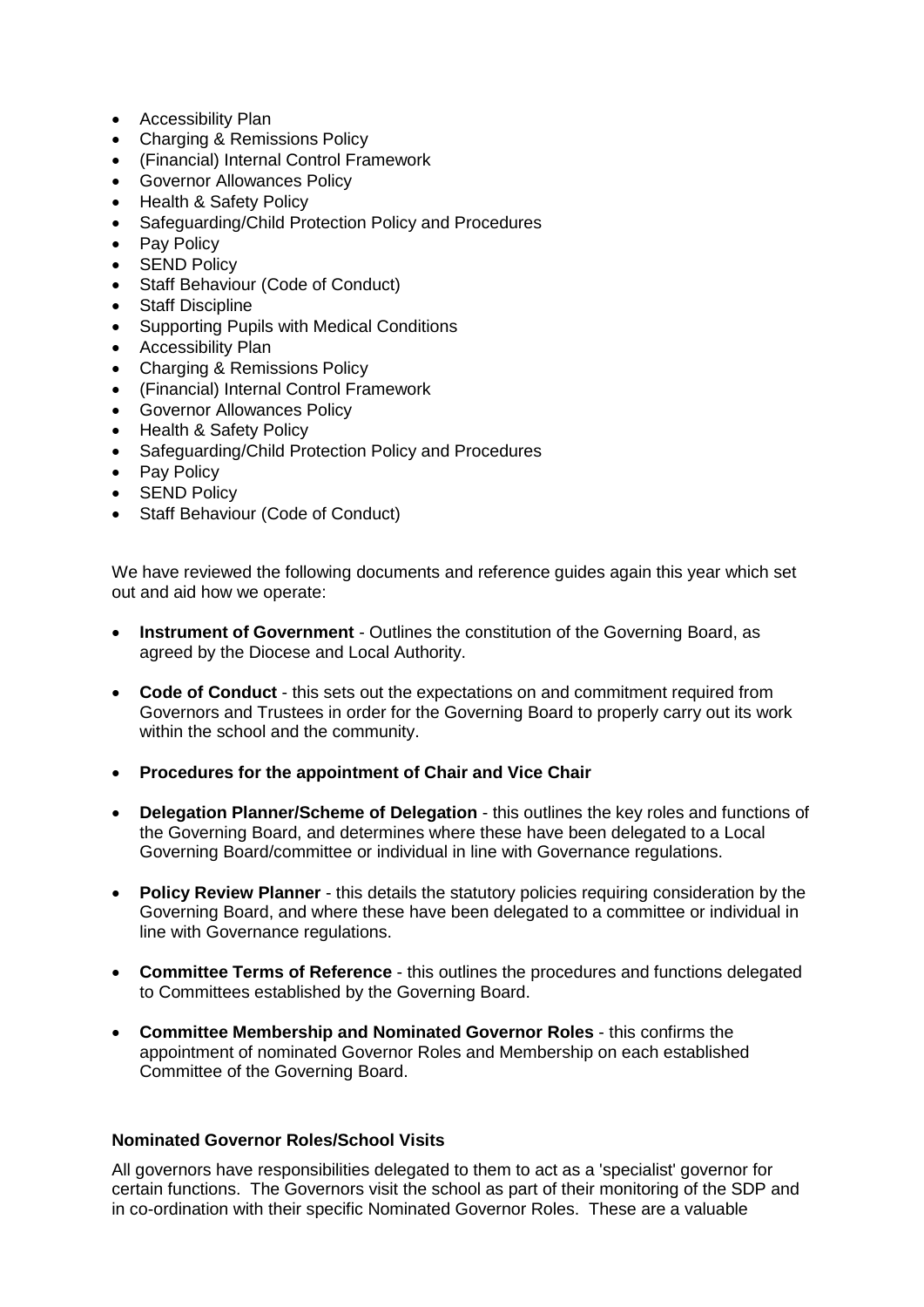- Accessibility Plan
- Charging & Remissions Policy
- (Financial) Internal Control Framework
- Governor Allowances Policy
- Health & Safety Policy
- Safeguarding/Child Protection Policy and Procedures
- Pay Policy
- SEND Policy
- Staff Behaviour (Code of Conduct)
- Staff Discipline
- Supporting Pupils with Medical Conditions
- Accessibility Plan
- Charging & Remissions Policy
- (Financial) Internal Control Framework
- Governor Allowances Policy
- Health & Safety Policy
- Safeguarding/Child Protection Policy and Procedures
- Pay Policy
- SEND Policy
- Staff Behaviour (Code of Conduct)

We have reviewed the following documents and reference guides again this year which set out and aid how we operate:

- **Instrument of Government** - Outlines the constitution of the Governing Board, as agreed by the Diocese and Local Authority.
- **Code of Conduct** - this sets out the expectations on and commitment required from Governors and Trustees in order for the Governing Board to properly carry out its work within the school and the community.
- **Procedures for the appointment of Chair and Vice Chair**
- **Delegation Planner/Scheme of Delegation** - this outlines the key roles and functions of the Governing Board, and determines where these have been delegated to a Local Governing Board/committee or individual in line with Governance regulations.
- **Policy Review Planner** - this details the statutory policies requiring consideration by the Governing Board, and where these have been delegated to a committee or individual in line with Governance regulations.
- **Committee Terms of Reference** - this outlines the procedures and functions delegated to Committees established by the Governing Board.
- **Committee Membership and Nominated Governor Roles** - this confirms the appointment of nominated Governor Roles and Membership on each established Committee of the Governing Board.

**Nominated Governor Roles/School Visits**

All governors have responsibilities delegated to them to act as a 'specialist' governor for certain functions. The Governors visit the school as part of their monitoring of the SDP and in co-ordination with their specific Nominated Governor Roles. These are a valuable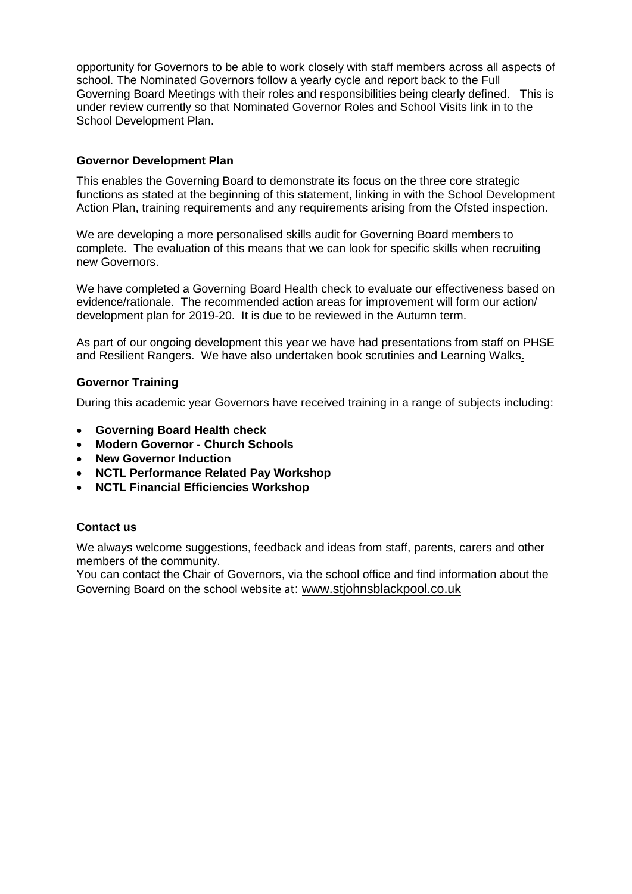opportunity for Governors to be able to work closely with staff members across all aspects of school. The Nominated Governors follow a yearly cycle and report back to the Full Governing Board Meetings with their roles and responsibilities being clearly defined. This is under review currently so that Nominated Governor Roles and School Visits link in to the School Development Plan.

### Governor Development Plan

This enables the Governing Board to demonstrate its focus on the three core strategic functions as stated at the beginning of this statement, linking in with the School Development Action Plan, training requirements and any requirements arising from the Ofsted inspection.

We are developing a more personalised skills audit for Governing Board members to complete. The evaluation of this means that we can look for specific skills when recruiting new Governors.

We have completed a Governing Board Health check to evaluate our effectiveness based on evidence/rationale. The recommended action areas for improvement will form our action/ development plan for 2019-20. It is due to be reviewed in the Autumn term.

As part of our ongoing development this year we have had presentations from staff on PHSE and Resilient Rangers. We have also undertaken book scrutinies and Learning Walks**.**

### Governor Training

During this academic year Governors have received training in a range of subjects including:

- **Governing Board Health check**
- **Modern Governor - Church Schools**
- **New Governor Induction**
- **NCTL Performance Related Pay Workshop**
- **NCTL Financial Efficiencies Workshop**

### Contact us

We always welcome suggestions, feedback and ideas from staff, parents, carers and other members of the community.

You can contact the Chair of Governors, via the school office and find information about the Governing Board on the school website at: www.stjohnsblackpool.co.uk